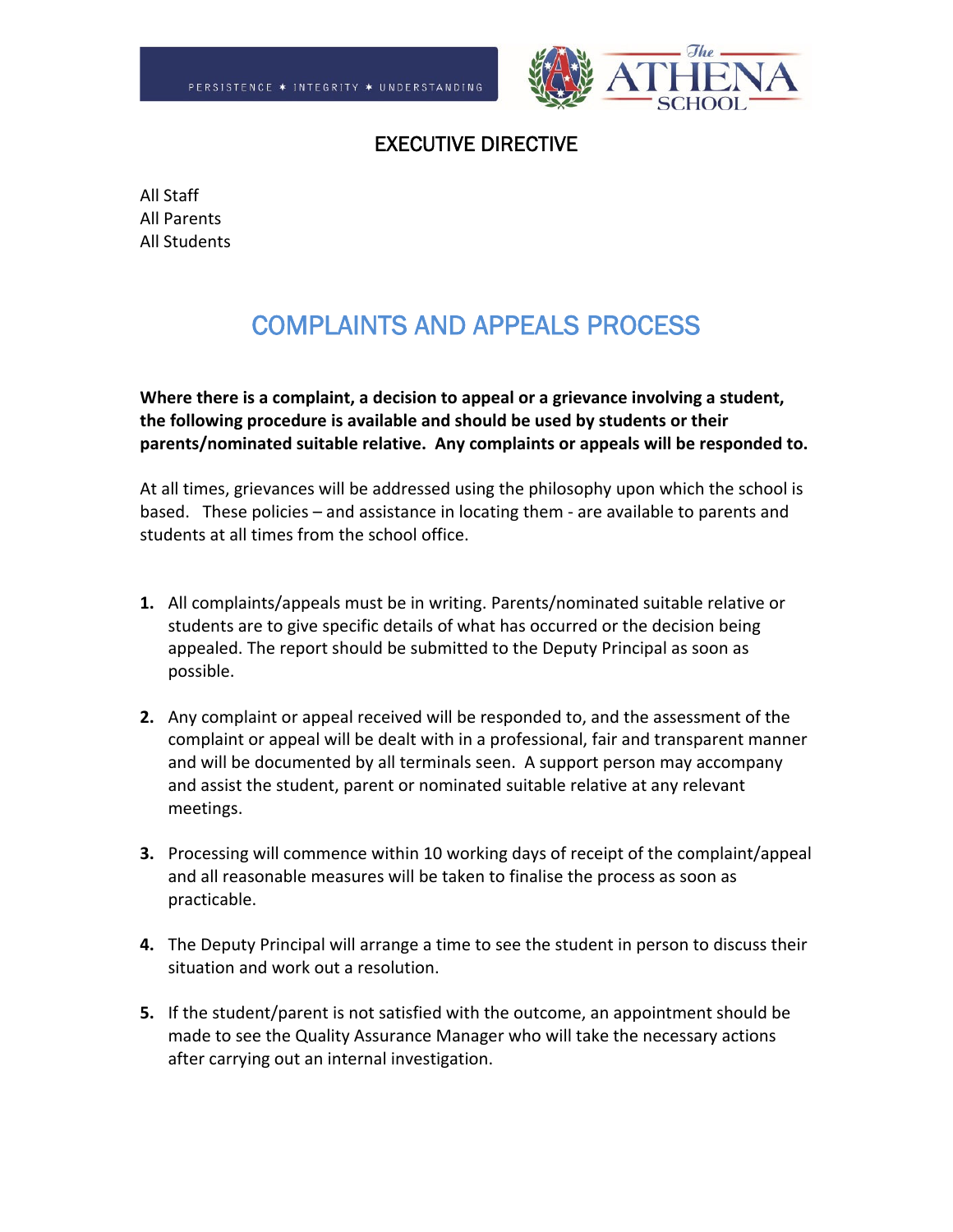PERSISTENCE ✶ INTEGRITY ✶ UNDERSTANDING

The ATHENA SCHOOL

## EXECUTIVE DIRECTIVE

All Staff
All Parents
All Students

# COMPLAINTS AND APPEALS PROCESS

**Where there is a complaint, a decision to appeal or a grievance involving a student, the following procedure is available and should be used by students or their parents/nominated suitable relative. Any complaints or appeals will be responded to.**

At all times, grievances will be addressed using the philosophy upon which the school is based. These policies – and assistance in locating them - are available to parents and students at all times from the school office.

1. All complaints/appeals must be in writing. Parents/nominated suitable relative or students are to give specific details of what has occurred or the decision being appealed. The report should be submitted to the Deputy Principal as soon as possible.

2. Any complaint or appeal received will be responded to, and the assessment of the complaint or appeal will be dealt with in a professional, fair and transparent manner and will be documented by all terminals seen. A support person may accompany and assist the student, parent or nominated suitable relative at any relevant meetings.

3. Processing will commence within 10 working days of receipt of the complaint/appeal and all reasonable measures will be taken to finalise the process as soon as practicable.

4. The Deputy Principal will arrange a time to see the student in person to discuss their situation and work out a resolution.

5. If the student/parent is not satisfied with the outcome, an appointment should be made to see the Quality Assurance Manager who will take the necessary actions after carrying out an internal investigation.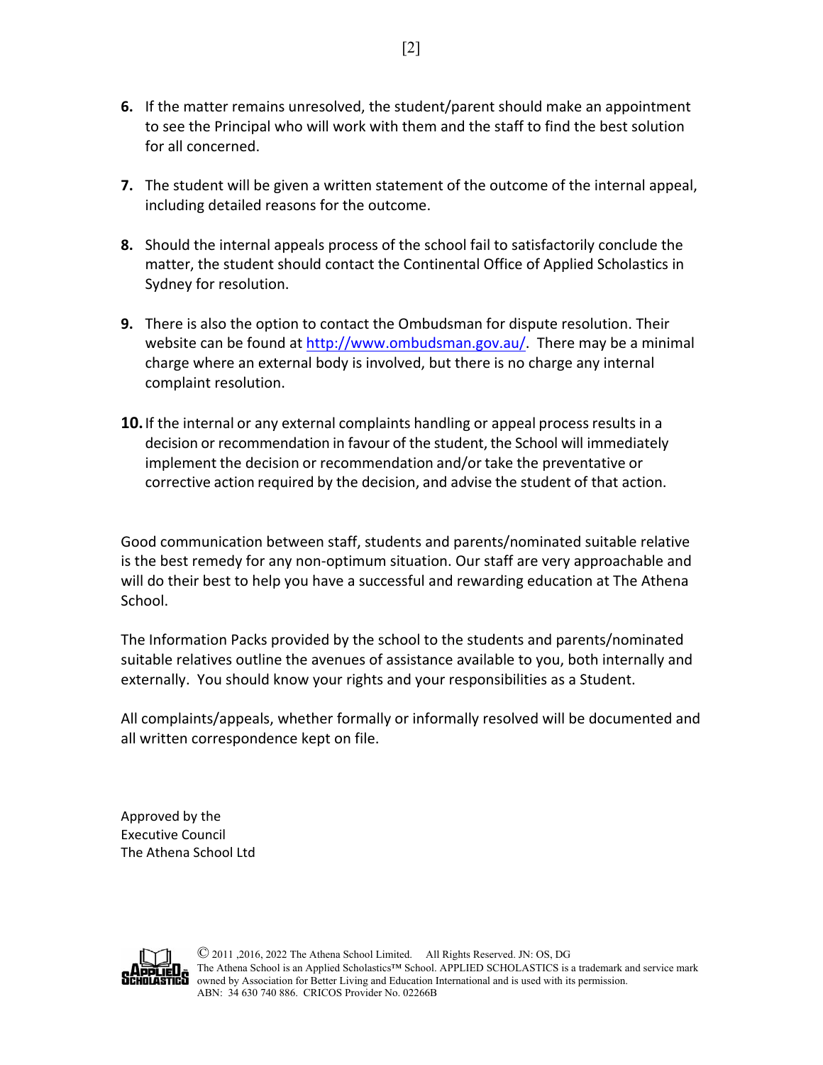6. If the matter remains unresolved, the student/parent should make an appointment to see the Principal who will work with them and the staff to find the best solution for all concerned.

7. The student will be given a written statement of the outcome of the internal appeal, including detailed reasons for the outcome.

8. Should the internal appeals process of the school fail to satisfactorily conclude the matter, the student should contact the Continental Office of Applied Scholastics in Sydney for resolution.

9. There is also the option to contact the Ombudsman for dispute resolution. Their website can be found at http://www.ombudsman.gov.au/. There may be a minimal charge where an external body is involved, but there is no charge any internal complaint resolution.

10. If the internal or any external complaints handling or appeal process results in a decision or recommendation in favour of the student, the School will immediately implement the decision or recommendation and/or take the preventative or corrective action required by the decision, and advise the student of that action.

Good communication between staff, students and parents/nominated suitable relative is the best remedy for any non-optimum situation. Our staff are very approachable and will do their best to help you have a successful and rewarding education at The Athena School.

The Information Packs provided by the school to the students and parents/nominated suitable relatives outline the avenues of assistance available to you, both internally and externally. You should know your rights and your responsibilities as a Student.

All complaints/appeals, whether formally or informally resolved will be documented and all written correspondence kept on file.

Approved by the
Executive Council
The Athena School Ltd

© 2011 ,2016, 2022 The Athena School Limited. All Rights Reserved. JN: OS, DG
The Athena School is an Applied Scholastics™ School. APPLIED SCHOLASTICS is a trademark and service mark owned by Association for Better Living and Education International and is used with its permission.
ABN: 34 630 740 886. CRICOS Provider No. 02266B